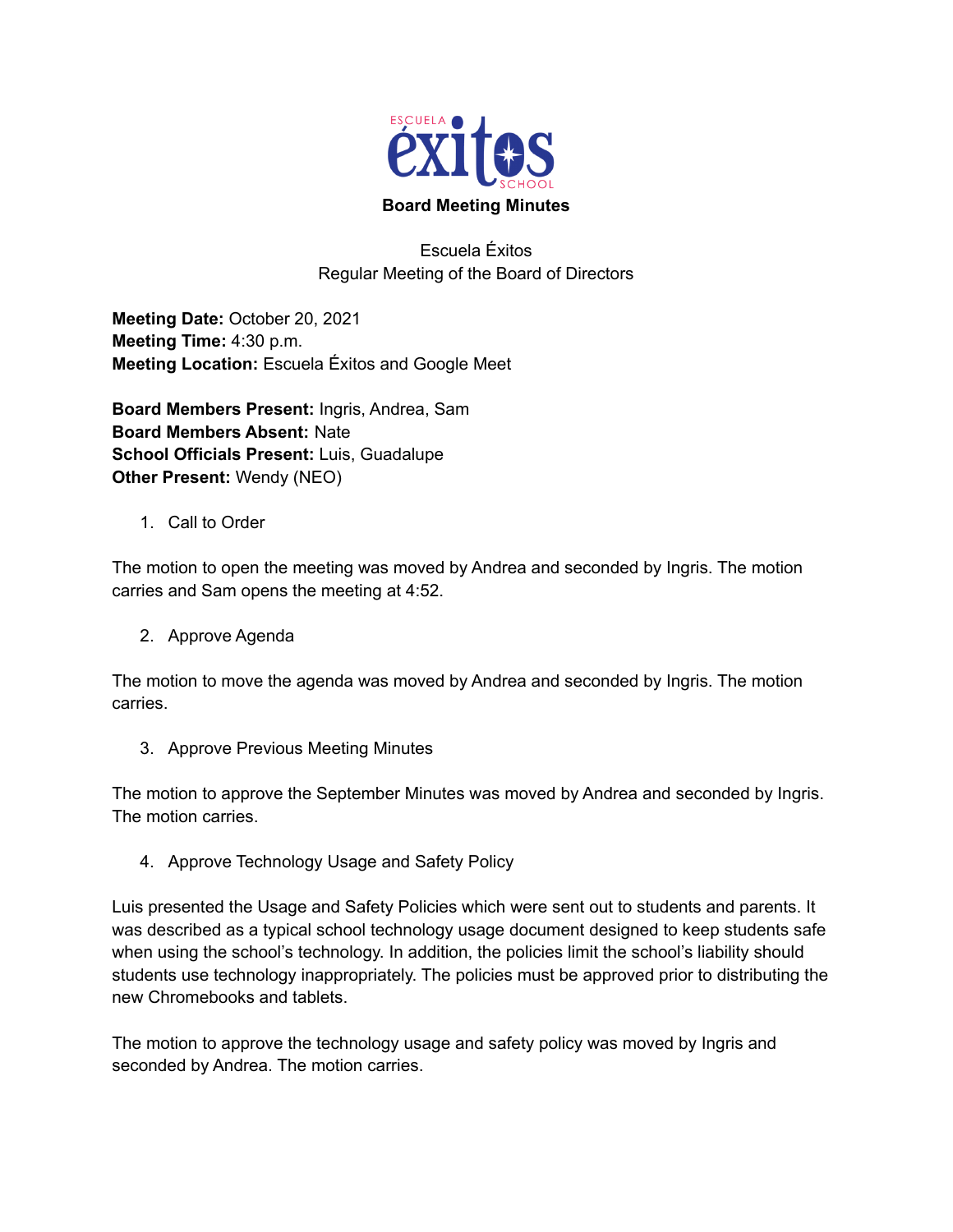# Board Meeting Minutes

Escuela Éxitos
Regular Meeting of the Board of Directors

**Meeting Date:** October 20, 2021
**Meeting Time:** 4:30 p.m.
**Meeting Location:** Escuela Éxitos and Google Meet

**Board Members Present:** Ingris, Andrea, Sam
**Board Members Absent:** Nate
**School Officials Present:** Luis, Guadalupe
**Other Present:** Wendy (NEO)

1. Call to Order

The motion to open the meeting was moved by Andrea and seconded by Ingris. The motion carries and Sam opens the meeting at 4:52.

2. Approve Agenda

The motion to move the agenda was moved by Andrea and seconded by Ingris. The motion carries.

3. Approve Previous Meeting Minutes

The motion to approve the September Minutes was moved by Andrea and seconded by Ingris. The motion carries.

4. Approve Technology Usage and Safety Policy

Luis presented the Usage and Safety Policies which were sent out to students and parents. It was described as a typical school technology usage document designed to keep students safe when using the school's technology. In addition, the policies limit the school's liability should students use technology inappropriately. The policies must be approved prior to distributing the new Chromebooks and tablets.

The motion to approve the technology usage and safety policy was moved by Ingris and seconded by Andrea. The motion carries.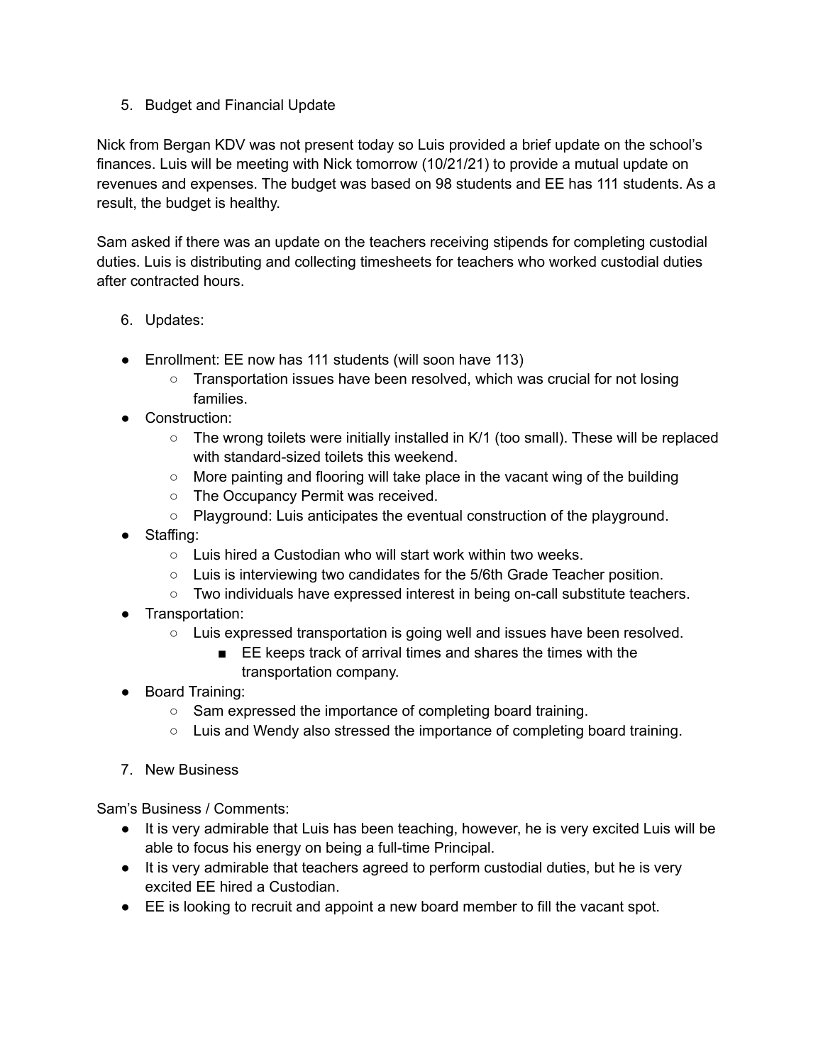5. Budget and Financial Update

Nick from Bergan KDV was not present today so Luis provided a brief update on the school's finances. Luis will be meeting with Nick tomorrow (10/21/21) to provide a mutual update on revenues and expenses. The budget was based on 98 students and EE has 111 students. As a result, the budget is healthy.

Sam asked if there was an update on the teachers receiving stipends for completing custodial duties. Luis is distributing and collecting timesheets for teachers who worked custodial duties after contracted hours.

6. Updates:

- Enrollment: EE now has 111 students (will soon have 113)
  - Transportation issues have been resolved, which was crucial for not losing families.
- Construction:
  - The wrong toilets were initially installed in K/1 (too small). These will be replaced with standard-sized toilets this weekend.
  - More painting and flooring will take place in the vacant wing of the building
  - The Occupancy Permit was received.
  - Playground: Luis anticipates the eventual construction of the playground.
- Staffing:
  - Luis hired a Custodian who will start work within two weeks.
  - Luis is interviewing two candidates for the 5/6th Grade Teacher position.
  - Two individuals have expressed interest in being on-call substitute teachers.
- Transportation:
  - Luis expressed transportation is going well and issues have been resolved.
    - EE keeps track of arrival times and shares the times with the transportation company.
- Board Training:
  - Sam expressed the importance of completing board training.
  - Luis and Wendy also stressed the importance of completing board training.

7. New Business

Sam's Business / Comments:

- It is very admirable that Luis has been teaching, however, he is very excited Luis will be able to focus his energy on being a full-time Principal.
- It is very admirable that teachers agreed to perform custodial duties, but he is very excited EE hired a Custodian.
- EE is looking to recruit and appoint a new board member to fill the vacant spot.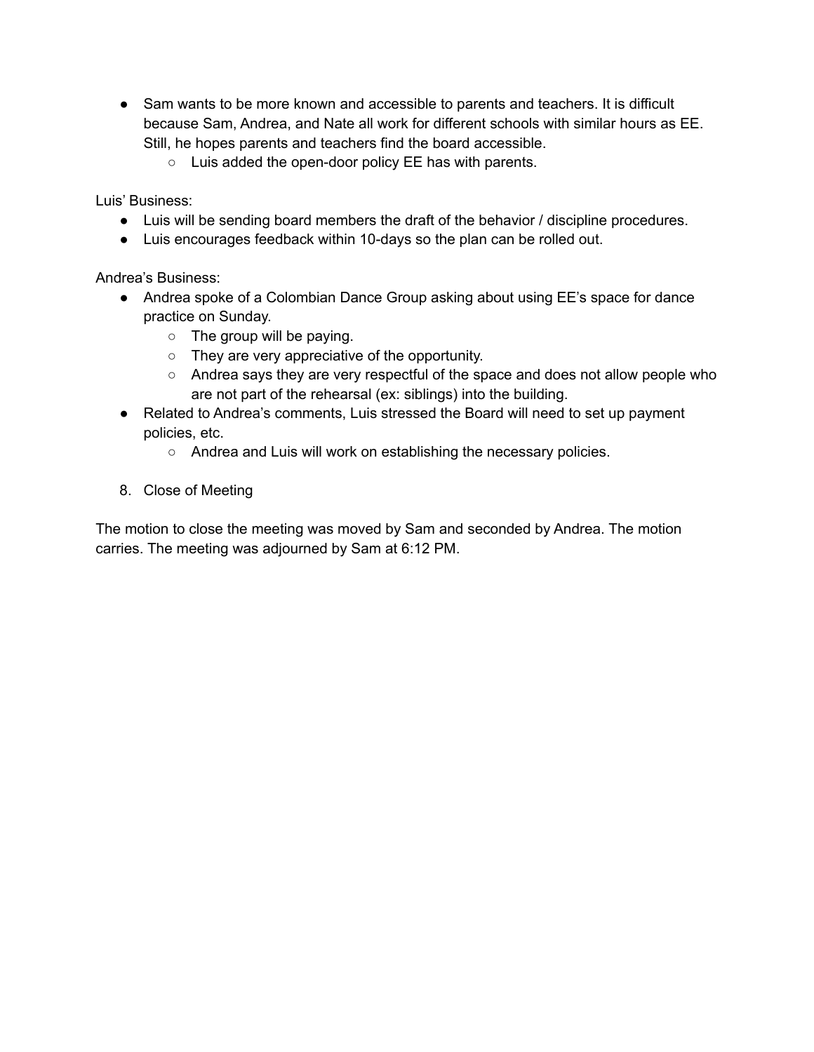- Sam wants to be more known and accessible to parents and teachers. It is difficult because Sam, Andrea, and Nate all work for different schools with similar hours as EE. Still, he hopes parents and teachers find the board accessible.
    - Luis added the open-door policy EE has with parents.

Luis' Business:

- Luis will be sending board members the draft of the behavior / discipline procedures.
- Luis encourages feedback within 10-days so the plan can be rolled out.

Andrea's Business:

- Andrea spoke of a Colombian Dance Group asking about using EE's space for dance practice on Sunday.
    - The group will be paying.
    - They are very appreciative of the opportunity.
    - Andrea says they are very respectful of the space and does not allow people who are not part of the rehearsal (ex: siblings) into the building.
- Related to Andrea's comments, Luis stressed the Board will need to set up payment policies, etc.
    - Andrea and Luis will work on establishing the necessary policies.

8. Close of Meeting

The motion to close the meeting was moved by Sam and seconded by Andrea. The motion carries. The meeting was adjourned by Sam at 6:12 PM.